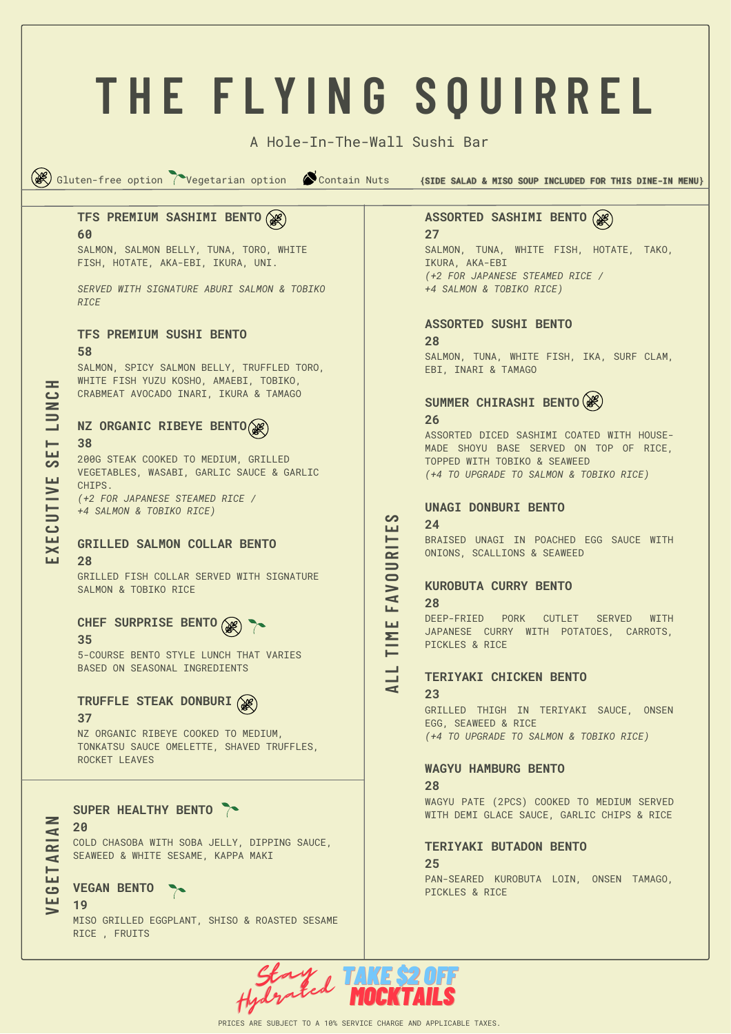# THE FLYING SQUIRREL

A Hole-In-The-Wall Sushi Bar

Gluten-free option | Vegetarian option | Contain Nuts

**{SIDE SALAD & MISO SOUP INCLUDED FOR THIS DINE-IN MENU}**

## EXECUTIVE SET LUNCH

### TFS PREMIUM SASHIMI BENTO (Gluten-free option)
**60**

SALMON, SALMON BELLY, TUNA, TORO, WHITE FISH, HOTATE, AKA-EBI, IKURA, UNI.

*SERVED WITH SIGNATURE ABURI SALMON & TOBIKO RICE*

### TFS PREMIUM SUSHI BENTO
**58**

SALMON, SPICY SALMON BELLY, TRUFFLED TORO, WHITE FISH YUZU KOSHO, AMAEBI, TOBIKO, CRABMEAT AVOCADO INARI, IKURA & TAMAGO

### NZ ORGANIC RIBEYE BENTO (Gluten-free option)
**38**

200G STEAK COOKED TO MEDIUM, GRILLED VEGETABLES, WASABI, GARLIC SAUCE & GARLIC CHIPS.

*(+2 FOR JAPANESE STEAMED RICE / +4 SALMON & TOBIKO RICE)*

### GRILLED SALMON COLLAR BENTO
**28**

GRILLED FISH COLLAR SERVED WITH SIGNATURE SALMON & TOBIKO RICE

### CHEF SURPRISE BENTO (Gluten-free option) (Vegetarian option)
**35**

5-COURSE BENTO STYLE LUNCH THAT VARIES BASED ON SEASONAL INGREDIENTS

### TRUFFLE STEAK DONBURI (Gluten-free option)
**37**

NZ ORGANIC RIBEYE COOKED TO MEDIUM, TONKATSU SAUCE OMELETTE, SHAVED TRUFFLES, ROCKET LEAVES

## VEGETARIAN

### SUPER HEALTHY BENTO (Vegetarian option)
**20**

COLD CHASOBA WITH SOBA JELLY, DIPPING SAUCE, SEAWEED & WHITE SESAME, KAPPA MAKI

### VEGAN BENTO (Vegetarian option)
**19**

MISO GRILLED EGGPLANT, SHISO & ROASTED SESAME RICE , FRUITS

## ALL TIME FAVOURITES

### ASSORTED SASHIMI BENTO (Gluten-free option)
**27**

SALMON, TUNA, WHITE FISH, HOTATE, TAKO, IKURA, AKA-EBI

*(+2 FOR JAPANESE STEAMED RICE / +4 SALMON & TOBIKO RICE)*

### ASSORTED SUSHI BENTO
**28**

SALMON, TUNA, WHITE FISH, IKA, SURF CLAM, EBI, INARI & TAMAGO

### SUMMER CHIRASHI BENTO (Gluten-free option)
**26**

ASSORTED DICED SASHIMI COATED WITH HOUSE-MADE SHOYU BASE SERVED ON TOP OF RICE, TOPPED WITH TOBIKO & SEAWEED

*(+4 TO UPGRADE TO SALMON & TOBIKO RICE)*

### UNAGI DONBURI BENTO
**24**

BRAISED UNAGI IN POACHED EGG SAUCE WITH ONIONS, SCALLIONS & SEAWEED

### KUROBUTA CURRY BENTO
**28**

DEEP-FRIED PORK CUTLET SERVED WITH JAPANESE CURRY WITH POTATOES, CARROTS, PICKLES & RICE

### TERIYAKI CHICKEN BENTO
**23**

GRILLED THIGH IN TERIYAKI SAUCE, ONSEN EGG, SEAWEED & RICE

*(+4 TO UPGRADE TO SALMON & TOBIKO RICE)*

### WAGYU HAMBURG BENTO
**28**

WAGYU PATE (2PCS) COOKED TO MEDIUM SERVED WITH DEMI GLACE SAUCE, GARLIC CHIPS & RICE

### TERIYAKI BUTADON BENTO
**25**

PAN-SEARED KUROBUTA LOIN, ONSEN TAMAGO, PICKLES & RICE

Stay Hydrated — TAKE $2 OFF MOCKTAILS

PRICES ARE SUBJECT TO A 10% SERVICE CHARGE AND APPLICABLE TAXES.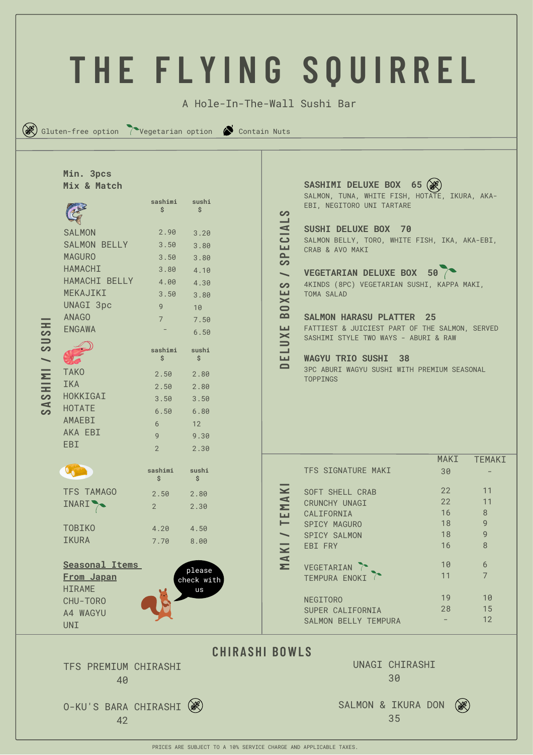# THE FLYING SQUIRREL

A Hole-In-The-Wall Sushi Bar

Gluten-free option | Vegetarian option | Contain Nuts

## SASHIMI / SUSHI

**Min. 3pcs**
**Mix & Match**

| | sashimi $ | sushi $ |
|---|---|---|
| SALMON | 2.90 | 3.20 |
| SALMON BELLY | 3.50 | 3.80 |
| MAGURO | 3.50 | 3.80 |
| HAMACHI | 3.80 | 4.10 |
| HAMACHI BELLY | 4.00 | 4.30 |
| MEKAJIKI | 3.50 | 3.80 |
| UNAGI 3pc | 9 | 10 |
| ANAGO | 7 | 7.50 |
| ENGAWA | - | 6.50 |

| | sashimi $ | sushi $ |
|---|---|---|
| TAKO | 2.50 | 2.80 |
| IKA | 2.50 | 2.80 |
| HOKKIGAI | 3.50 | 3.50 |
| HOTATE | 6.50 | 6.80 |
| AMAEBI | 6 | 12 |
| AKA EBI | 9 | 9.30 |
| EBI | 2 | 2.30 |

| | sashimi $ | sushi $ |
|---|---|---|
| TFS TAMAGO | 2.50 | 2.80 |
| INARI (Vegetarian option) | 2 | 2.30 |
| TOBIKO | 4.20 | 4.50 |
| IKURA | 7.70 | 8.00 |

**Seasonal Items From Japan**

HIRAME
CHU-TORO
A4 WAGYU
UNI

please check with us

## DELUXE BOXES / SPECIALS

**SASHIMI DELUXE BOX 65** (Gluten-free option)
SALMON, TUNA, WHITE FISH, HOTATE, IKURA, AKA-EBI, NEGITORO UNI TARTARE

**SUSHI DELUXE BOX 70**
SALMON BELLY, TORO, WHITE FISH, IKA, AKA-EBI, CRAB & AVO MAKI

**VEGETARIAN DELUXE BOX 50** (Vegetarian option)
4KINDS (8PC) VEGETARIAN SUSHI, KAPPA MAKI, TOMA SALAD

**SALMON HARASU PLATTER 25**
FATTIEST & JUICIEST PART OF THE SALMON, SERVED SASHIMI STYLE TWO WAYS - ABURI & RAW

**WAGYU TRIO SUSHI 38**
3PC ABURI WAGYU SUSHI WITH PREMIUM SEASONAL TOPPINGS

## MAKI / TEMAKI

| | MAKI | TEMAKI |
|---|---|---|
| TFS SIGNATURE MAKI | 30 | - |
| SOFT SHELL CRAB | 22 | 11 |
| CRUNCHY UNAGI | 22 | 11 |
| CALIFORNIA | 16 | 8 |
| SPICY MAGURO | 18 | 9 |
| SPICY SALMON | 18 | 9 |
| EBI FRY | 16 | 8 |
| VEGETARIAN (Vegetarian option) | 10 | 6 |
| TEMPURA ENOKI (Vegetarian option) | 11 | 7 |
| NEGITORO | 19 | 10 |
| SUPER CALIFORNIA | 28 | 15 |
| SALMON BELLY TEMPURA | - | 12 |

## CHIRASHI BOWLS

TFS PREMIUM CHIRASHI
40

UNAGI CHIRASHI
30

O-KU'S BARA CHIRASHI (Gluten-free option)
42

SALMON & IKURA DON (Gluten-free option)
35

PRICES ARE SUBJECT TO A 10% SERVICE CHARGE AND APPLICABLE TAXES.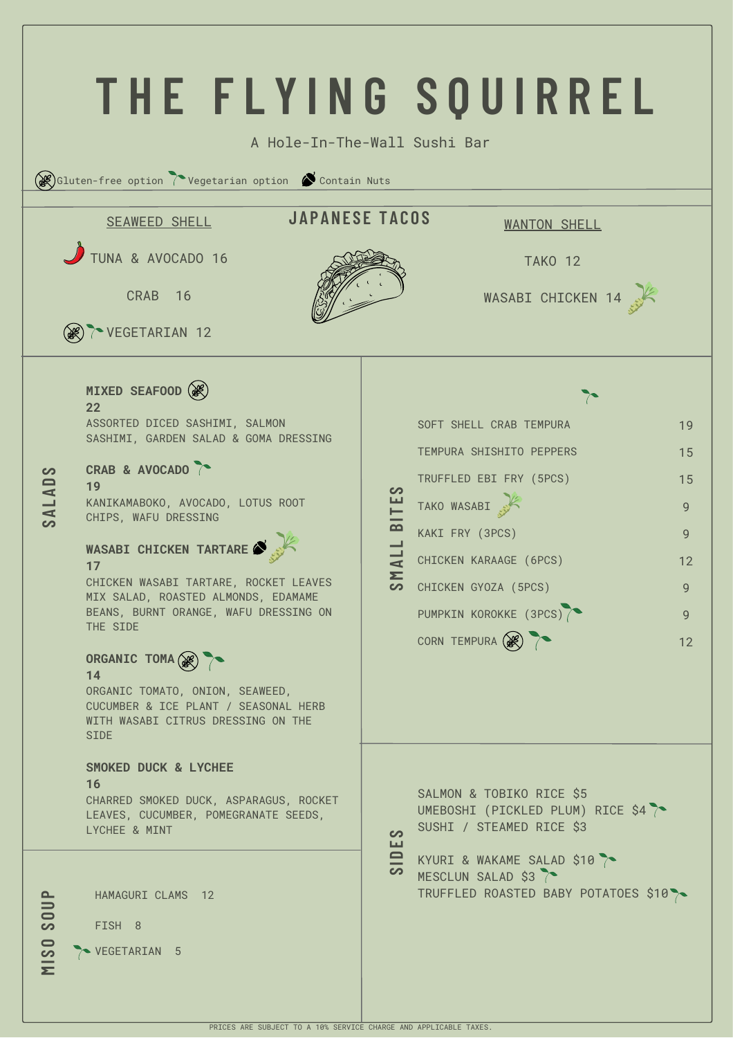# THE FLYING SQUIRREL

A Hole-In-The-Wall Sushi Bar

Gluten-free option · Vegetarian option · Contain Nuts

## JAPANESE TACOS

**SEAWEED SHELL**

- TUNA & AVOCADO 16
- CRAB 16
- VEGETARIAN 12

**WANTON SHELL**

- TAKO 12
- WASABI CHICKEN 14

## SALADS

**MIXED SEAFOOD**
**22**
ASSORTED DICED SASHIMI, SALMON SASHIMI, GARDEN SALAD & GOMA DRESSING

**CRAB & AVOCADO**
**19**
KANIKAMABOKO, AVOCADO, LOTUS ROOT CHIPS, WAFU DRESSING

**WASABI CHICKEN TARTARE**
**17**
CHICKEN WASABI TARTARE, ROCKET LEAVES MIX SALAD, ROASTED ALMONDS, EDAMAME BEANS, BURNT ORANGE, WAFU DRESSING ON THE SIDE

**ORGANIC TOMA**
**14**
ORGANIC TOMATO, ONION, SEAWEED, CUCUMBER & ICE PLANT / SEASONAL HERB WITH WASABI CITRUS DRESSING ON THE SIDE

**SMOKED DUCK & LYCHEE**
**16**
CHARRED SMOKED DUCK, ASPARAGUS, ROCKET LEAVES, CUCUMBER, POMEGRANATE SEEDS, LYCHEE & MINT

## SMALL BITES

| | |
|---|---|
| SOFT SHELL CRAB TEMPURA | 19 |
| TEMPURA SHISHITO PEPPERS | 15 |
| TRUFFLED EBI FRY (5PCS) | 15 |
| TAKO WASABI | 9 |
| KAKI FRY (3PCS) | 9 |
| CHICKEN KARAAGE (6PCS) | 12 |
| CHICKEN GYOZA (5PCS) | 9 |
| PUMPKIN KOROKKE (3PCS) | 9 |
| CORN TEMPURA | 12 |

## MISO SOUP

- HAMAGURI CLAMS 12
- FISH 8
- VEGETARIAN 5

## SIDES

- SALMON & TOBIKO RICE $5
- UMEBOSHI (PICKLED PLUM) RICE $4
- SUSHI / STEAMED RICE $3

- KYURI & WAKAME SALAD $10
- MESCLUN SALAD $3
- TRUFFLED ROASTED BABY POTATOES $10

PRICES ARE SUBJECT TO A 10% SERVICE CHARGE AND APPLICABLE TAXES.